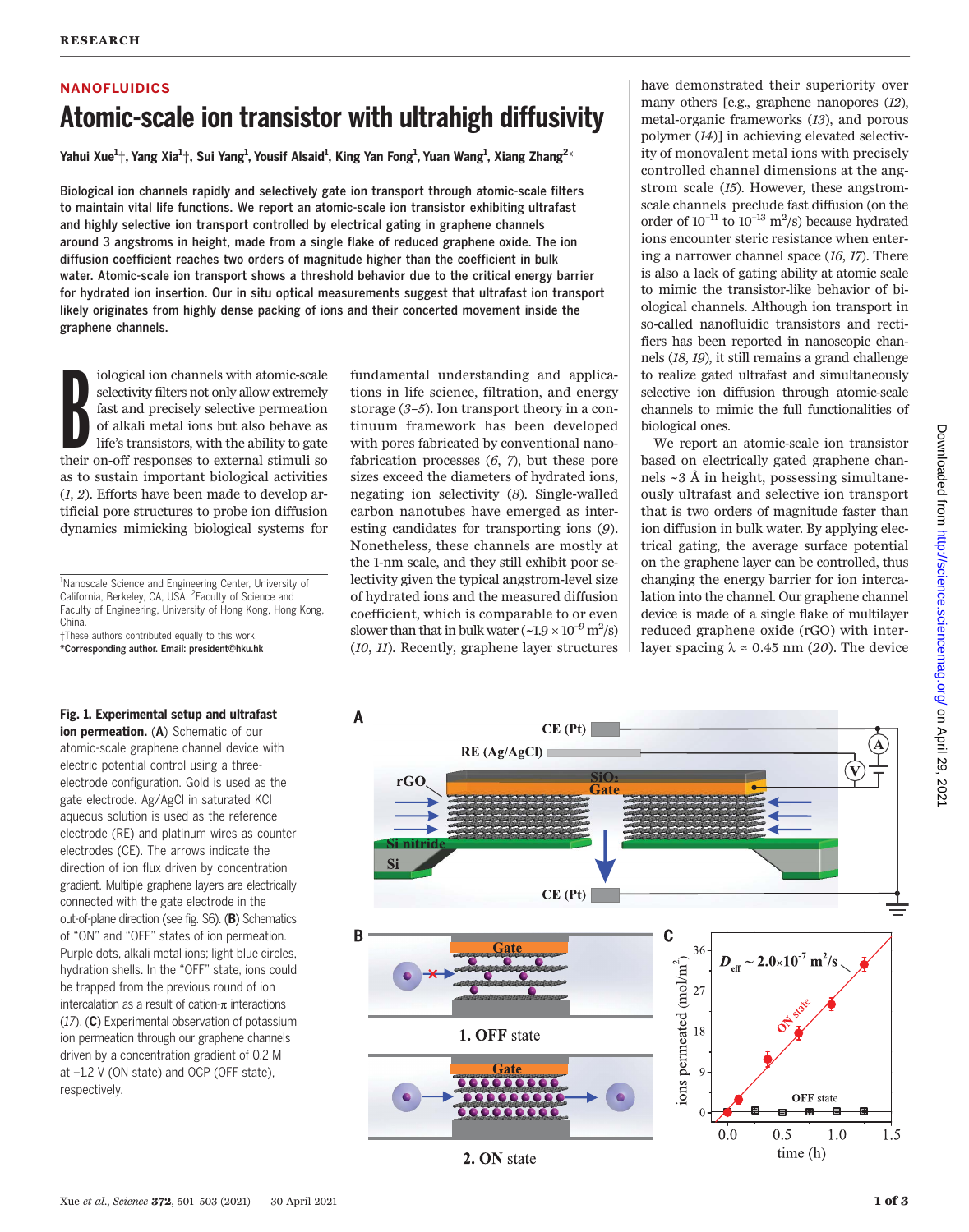NANOFLUIDICS

# Atomic-scale ion transistor with ultrahigh diffusivity

**Yahui Xue[1]†, Yang Xia[1]†, Sui Yang[1], Yousif Alsaid[1], King Yan Fong[1], Yuan Wang[1], Xiang Zhang[2]***

**Biological ion channels rapidly and selectively gate ion transport through atomic-scale filters to maintain vital life functions. We report an atomic-scale ion transistor exhibiting ultrafast and highly selective ion transport controlled by electrical gating in graphene channels around 3 angstroms in height, made from a single flake of reduced graphene oxide. The ion diffusion coefficient reaches two orders of magnitude higher than the coefficient in bulk water. Atomic-scale ion transport shows a threshold behavior due to the critical energy barrier for hydrated ion insertion. Our in situ optical measurements suggest that ultrafast ion transport likely originates from highly dense packing of ions and their concerted movement inside the graphene channels.**

Biological ion channels with atomic-scale selectivity filters not only allow extremely fast and precisely selective permeation of alkali metal ions but also behave as life's transistors, with the ability to gate their on-off responses to external stimuli so as to sustain important biological activities (*1*, *2*). Efforts have been made to develop artificial pore structures to probe ion diffusion dynamics mimicking biological systems for fundamental understanding and applications in life science, filtration, and energy storage (*3*–*5*). Ion transport theory in a continuum framework has been developed with pores fabricated by conventional nanofabrication processes (*6*, *7*), but these pore sizes exceed the diameters of hydrated ions, negating ion selectivity (*8*). Single-walled carbon nanotubes have emerged as interesting candidates for transporting ions (*9*). Nonetheless, these channels are mostly at the 1-nm scale, and they still exhibit poor selectivity given the typical angstrom-level size of hydrated ions and the measured diffusion coefficient, which is comparable to or even slower than that in bulk water (~$1.9 \times 10^{-9}$ m$^2$/s) (*10*, *11*). Recently, graphene layer structures have demonstrated their superiority over many others [e.g., graphene nanopores (*12*), metal-organic frameworks (*13*), and porous polymer (*14*)] in achieving elevated selectivity of monovalent metal ions with precisely controlled channel dimensions at the angstrom scale (*15*). However, these angstrom-scale channels preclude fast diffusion (on the order of $10^{-11}$ to $10^{-13}$ m$^2$/s) because hydrated ions encounter steric resistance when entering a narrower channel space (*16*, *17*). There is also a lack of gating ability at atomic scale to mimic the transistor-like behavior of biological channels. Although ion transport in so-called nanofluidic transistors and rectifiers has been reported in nanoscopic channels (*18*, *19*), it still remains a grand challenge to realize gated ultrafast and simultaneously selective ion diffusion through atomic-scale channels to mimic the full functionalities of biological ones.

We report an atomic-scale ion transistor based on electrically gated graphene channels ~3 Å in height, possessing simultaneously ultrafast and selective ion transport that is two orders of magnitude faster than ion diffusion in bulk water. By applying electrical gating, the average surface potential on the graphene layer can be controlled, thus changing the energy barrier for ion intercalation into the channel. Our graphene channel device is made of a single flake of multilayer reduced graphene oxide (rGO) with interlayer spacing $\lambda \approx 0.45$ nm (*20*). The device

[1]Nanoscale Science and Engineering Center, University of California, Berkeley, CA, USA. [2]Faculty of Science and Faculty of Engineering, University of Hong Kong, Hong Kong, China.
†These authors contributed equally to this work.
*Corresponding author. Email: president@hku.hk

**Fig. 1. Experimental setup and ultrafast ion permeation.** (**A**) Schematic of our atomic-scale graphene channel device with electric potential control using a three-electrode configuration. Gold is used as the gate electrode. Ag/AgCl in saturated KCl aqueous solution is used as the reference electrode (RE) and platinum wires as counter electrodes (CE). The arrows indicate the direction of ion flux driven by concentration gradient. Multiple graphene layers are electrically connected with the gate electrode in the out-of-plane direction (see fig. S6). (**B**) Schematics of "ON" and "OFF" states of ion permeation. Purple dots, alkali metal ions; light blue circles, hydration shells. In the "OFF" state, ions could be trapped from the previous round of ion intercalation as a result of cation-π interactions (*17*). (**C**) Experimental observation of potassium ion permeation through our graphene channels driven by a concentration gradient of 0.2 M at –1.2 V (ON state) and OCP (OFF state), respectively.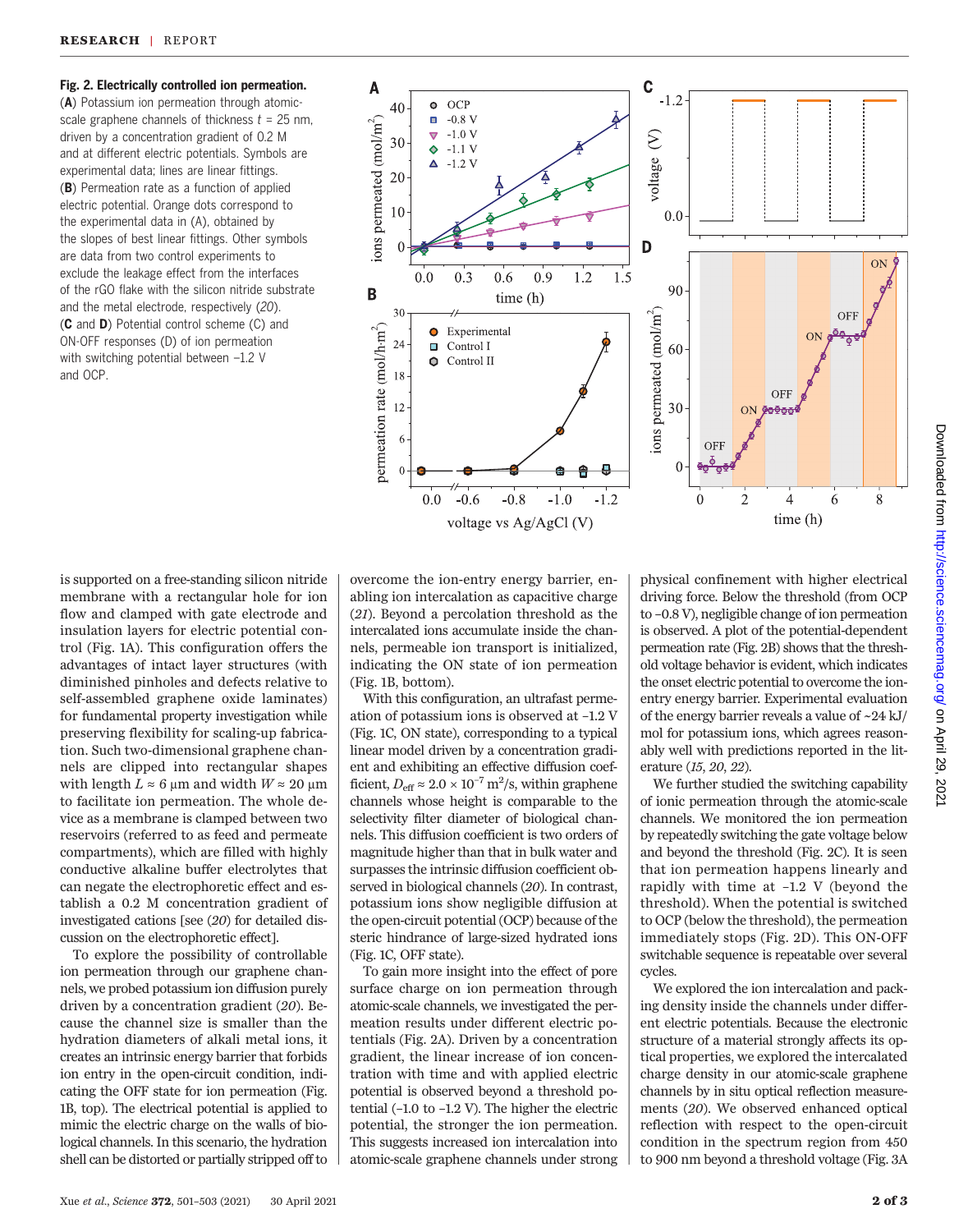**Fig. 2. Electrically controlled ion permeation.** (**A**) Potassium ion permeation through atomic-scale graphene channels of thickness $t$ = 25 nm, driven by a concentration gradient of 0.2 M and at different electric potentials. Symbols are experimental data; lines are linear fittings. (**B**) Permeation rate as a function of applied electric potential. Orange dots correspond to the experimental data in (A), obtained by the slopes of best linear fittings. Other symbols are data from two control experiments to exclude the leakage effect from the interfaces of the rGO flake with the silicon nitride substrate and the metal electrode, respectively (20). (**C** and **D**) Potential control scheme (C) and ON-OFF responses (D) of ion permeation with switching potential between –1.2 V and OCP.

is supported on a free-standing silicon nitride membrane with a rectangular hole for ion flow and clamped with gate electrode and insulation layers for electric potential control (Fig. 1A). This configuration offers the advantages of intact layer structures (with diminished pinholes and defects relative to self-assembled graphene oxide laminates) for fundamental property investigation while preserving flexibility for scaling-up fabrication. Such two-dimensional graphene channels are clipped into rectangular shapes with length $L \approx 6$ μm and width $W \approx 20$ μm to facilitate ion permeation. The whole device as a membrane is clamped between two reservoirs (referred to as feed and permeate compartments), which are filled with highly conductive alkaline buffer electrolytes that can negate the electrophoretic effect and establish a 0.2 M concentration gradient of investigated cations [see (20) for detailed discussion on the electrophoretic effect].

To explore the possibility of controllable ion permeation through our graphene channels, we probed potassium ion diffusion purely driven by a concentration gradient (20). Because the channel size is smaller than the hydration diameters of alkali metal ions, it creates an intrinsic energy barrier that forbids ion entry in the open-circuit condition, indicating the OFF state for ion permeation (Fig. 1B, top). The electrical potential is applied to mimic the electric charge on the walls of biological channels. In this scenario, the hydration shell can be distorted or partially stripped off to overcome the ion-entry energy barrier, enabling ion intercalation as capacitive charge (21). Beyond a percolation threshold as the intercalated ions accumulate inside the channels, permeable ion transport is initialized, indicating the ON state of ion permeation (Fig. 1B, bottom).

With this configuration, an ultrafast permeation of potassium ions is observed at –1.2 V (Fig. 1C, ON state), corresponding to a typical linear model driven by a concentration gradient and exhibiting an effective diffusion coefficient, $D_{\text{eff}} \approx 2.0 \times 10^{-7}$ m$^2$/s, within graphene channels whose height is comparable to the selectivity filter diameter of biological channels. This diffusion coefficient is two orders of magnitude higher than that in bulk water and surpasses the intrinsic diffusion coefficient observed in biological channels (20). In contrast, potassium ions show negligible diffusion at the open-circuit potential (OCP) because of the steric hindrance of large-sized hydrated ions (Fig. 1C, OFF state).

To gain more insight into the effect of pore surface charge on ion permeation through atomic-scale channels, we investigated the permeation results under different electric potentials (Fig. 2A). Driven by a concentration gradient, the linear increase of ion concentration with time and with applied electric potential is observed beyond a threshold potential (–1.0 to –1.2 V). The higher the electric potential, the stronger the ion permeation. This suggests increased ion intercalation into atomic-scale graphene channels under strong physical confinement with higher electrical driving force. Below the threshold (from OCP to –0.8 V), negligible change of ion permeation is observed. A plot of the potential-dependent permeation rate (Fig. 2B) shows that the threshold voltage behavior is evident, which indicates the onset electric potential to overcome the ion-entry energy barrier. Experimental evaluation of the energy barrier reveals a value of ~24 kJ/mol for potassium ions, which agrees reasonably well with predictions reported in the literature (15, 20, 22).

We further studied the switching capability of ionic permeation through the atomic-scale channels. We monitored the ion permeation by repeatedly switching the gate voltage below and beyond the threshold (Fig. 2C). It is seen that ion permeation happens linearly and rapidly with time at –1.2 V (beyond the threshold). When the potential is switched to OCP (below the threshold), the permeation immediately stops (Fig. 2D). This ON-OFF switchable sequence is repeatable over several cycles.

We explored the ion intercalation and packing density inside the channels under different electric potentials. Because the electronic structure of a material strongly affects its optical properties, we explored the intercalated charge density in our atomic-scale graphene channels by in situ optical reflection measurements (20). We observed enhanced optical reflection with respect to the open-circuit condition in the spectrum region from 450 to 900 nm beyond a threshold voltage (Fig. 3A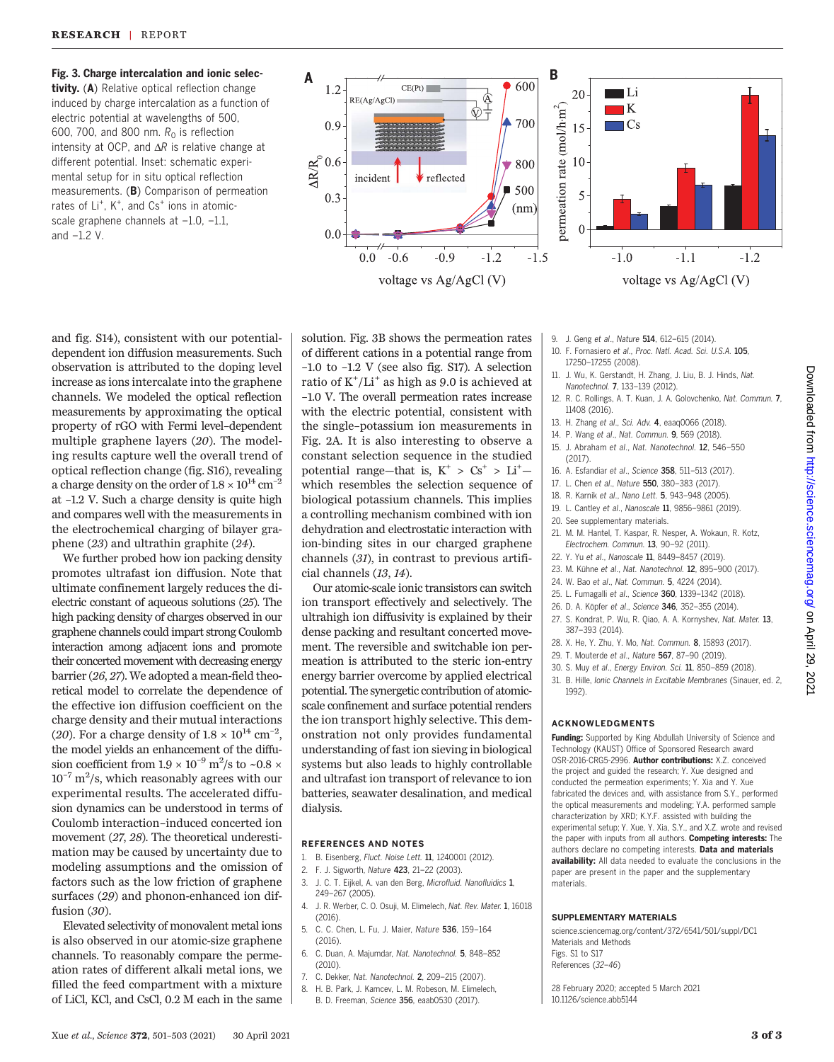**Fig. 3. Charge intercalation and ionic selectivity.** (**A**) Relative optical reflection change induced by charge intercalation as a function of electric potential at wavelengths of 500, 600, 700, and 800 nm. $R_0$ is reflection intensity at OCP, and $\Delta R$ is relative change at different potential. Inset: schematic experimental setup for in situ optical reflection measurements. (**B**) Comparison of permeation rates of $Li^+$, $K^+$, and $Cs^+$ ions in atomic-scale graphene channels at –1.0, –1.1, and –1.2 V.

and fig. S14), consistent with our potential-dependent ion diffusion measurements. Such observation is attributed to the doping level increase as ions intercalate into the graphene channels. We modeled the optical reflection measurements by approximating the optical property of rGO with Fermi level–dependent multiple graphene layers (*20*). The modeling results capture well the overall trend of optical reflection change (fig. S16), revealing a charge density on the order of $1.8 \times 10^{14}$ cm$^{-2}$ at –1.2 V. Such a charge density is quite high and compares well with the measurements in the electrochemical charging of bilayer graphene (*23*) and ultrathin graphite (*24*).

We further probed how ion packing density promotes ultrafast ion diffusion. Note that ultimate confinement largely reduces the dielectric constant of aqueous solutions (*25*). The high packing density of charges observed in our graphene channels could impart strong Coulomb interaction among adjacent ions and promote their concerted movement with decreasing energy barrier (*26*, *27*). We adopted a mean-field theoretical model to correlate the dependence of the effective ion diffusion coefficient on the charge density and their mutual interactions (*20*). For a charge density of $1.8 \times 10^{14}$ cm$^{-2}$, the model yields an enhancement of the diffusion coefficient from $1.9 \times 10^{-9}$ m$^2$/s to ~$0.8 \times 10^{-7}$ m$^2$/s, which reasonably agrees with our experimental results. The accelerated diffusion dynamics can be understood in terms of Coulomb interaction–induced concerted ion movement (*27*, *28*). The theoretical underestimation may be caused by uncertainty due to modeling assumptions and the omission of factors such as the low friction of graphene surfaces (*29*) and phonon-enhanced ion diffusion (*30*).

Elevated selectivity of monovalent metal ions is also observed in our atomic-size graphene channels. To reasonably compare the permeation rates of different alkali metal ions, we filled the feed compartment with a mixture of LiCl, KCl, and CsCl, 0.2 M each in the same solution. Fig. 3B shows the permeation rates of different cations in a potential range from –1.0 to –1.2 V (see also fig. S17). A selection ratio of $K^+/Li^+$ as high as 9.0 is achieved at –1.0 V. The overall permeation rates increase with the electric potential, consistent with the single–potassium ion measurements in Fig. 2A. It is also interesting to observe a constant selection sequence in the studied potential range—that is, $K^+ > Cs^+ > Li^+$—which resembles the selection sequence of biological potassium channels. This implies a controlling mechanism combined with ion dehydration and electrostatic interaction with ion-binding sites in our charged graphene channels (*31*), in contrast to previous artificial channels (*13*, *14*).

Our atomic-scale ionic transistors can switch ion transport effectively and selectively. The ultrahigh ion diffusivity is explained by their dense packing and resultant concerted movement. The reversible and switchable ion permeation is attributed to the steric ion-entry energy barrier overcome by applied electrical potential. The synergetic contribution of atomic-scale confinement and surface potential renders the ion transport highly selective. This demonstration not only provides fundamental understanding of fast ion sieving in biological systems but also leads to highly controllable and ultrafast ion transport of relevance to ion batteries, seawater desalination, and medical dialysis.

## REFERENCES AND NOTES

1. B. Eisenberg, *Fluct. Noise Lett.* **11**, 1240001 (2012).
2. F. J. Sigworth, *Nature* **423**, 21–22 (2003).
3. J. C. T. Eijkel, A. van den Berg, *Microfluid. Nanofluidics* **1**, 249–267 (2005).
4. J. R. Werber, C. O. Osuji, M. Elimelech, *Nat. Rev. Mater.* **1**, 16018 (2016).
5. C. C. Chen, L. Fu, J. Maier, *Nature* **536**, 159–164 (2016).
6. C. Duan, A. Majumdar, *Nat. Nanotechnol.* **5**, 848–852 (2010).
7. C. Dekker, *Nat. Nanotechnol.* **2**, 209–215 (2007).
8. H. B. Park, J. Kamcev, L. M. Robeson, M. Elimelech, B. D. Freeman, *Science* **356**, eaab0530 (2017).
9. J. Geng *et al.*, *Nature* **514**, 612–615 (2014).
10. F. Fornasiero *et al.*, *Proc. Natl. Acad. Sci. U.S.A.* **105**, 17250–17255 (2008).
11. J. Wu, K. Gerstandt, H. Zhang, J. Liu, B. J. Hinds, *Nat. Nanotechnol.* **7**, 133–139 (2012).
12. R. C. Rollings, A. T. Kuan, J. A. Golovchenko, *Nat. Commun.* **7**, 11408 (2016).
13. H. Zhang *et al.*, *Sci. Adv.* **4**, eaaq0066 (2018).
14. P. Wang *et al.*, *Nat. Commun.* **9**, 569 (2018).
15. J. Abraham *et al.*, *Nat. Nanotechnol.* **12**, 546–550 (2017).
16. A. Esfandiar *et al.*, *Science* **358**, 511–513 (2017).
17. L. Chen *et al.*, *Nature* **550**, 380–383 (2017).
18. R. Karnik *et al.*, *Nano Lett.* **5**, 943–948 (2005).
19. L. Cantley *et al.*, *Nanoscale* **11**, 9856–9861 (2019).
20. See supplementary materials.
21. M. M. Hantel, T. Kaspar, R. Nesper, A. Wokaun, R. Kotz, *Electrochem. Commun.* **13**, 90–92 (2011).
22. Y. Yu *et al.*, *Nanoscale* **11**, 8449–8457 (2019).
23. M. Kühne *et al.*, *Nat. Nanotechnol.* **12**, 895–900 (2017).
24. W. Bao *et al.*, *Nat. Commun.* **5**, 4224 (2014).
25. L. Fumagalli *et al.*, *Science* **360**, 1339–1342 (2018).
26. D. A. Köpfer *et al.*, *Science* **346**, 352–355 (2014).
27. S. Kondrat, P. Wu, R. Qiao, A. A. Kornyshev, *Nat. Mater.* **13**, 387–393 (2014).
28. X. He, Y. Zhu, Y. Mo, *Nat. Commun.* **8**, 15893 (2017).
29. T. Mouterde *et al.*, *Nature* **567**, 87–90 (2019).
30. S. Muy *et al.*, *Energy Environ. Sci.* **11**, 850–859 (2018).
31. B. Hille, *Ionic Channels in Excitable Membranes* (Sinauer, ed. 2, 1992).

## ACKNOWLEDGMENTS

**Funding:** Supported by King Abdullah University of Science and Technology (KAUST) Office of Sponsored Research award OSR-2016-CRG5-2996. **Author contributions:** X.Z. conceived the project and guided the research; Y. Xue designed and conducted the permeation experiments; Y. Xia and Y. Xue fabricated the devices and, with assistance from S.Y., performed the optical measurements and modeling; Y.A. performed sample characterization by XRD; K.Y.F. assisted with building the experimental setup; Y. Xue, Y. Xia, S.Y., and X.Z. wrote and revised the paper with inputs from all authors. **Competing interests:** The authors declare no competing interests. **Data and materials availability:** All data needed to evaluate the conclusions in the paper are present in the paper and the supplementary materials.

## SUPPLEMENTARY MATERIALS

science.sciencemag.org/content/372/6541/501/suppl/DC1
Materials and Methods
Figs. S1 to S17
References (*32*–*46*)

28 February 2020; accepted 5 March 2021
10.1126/science.abb5144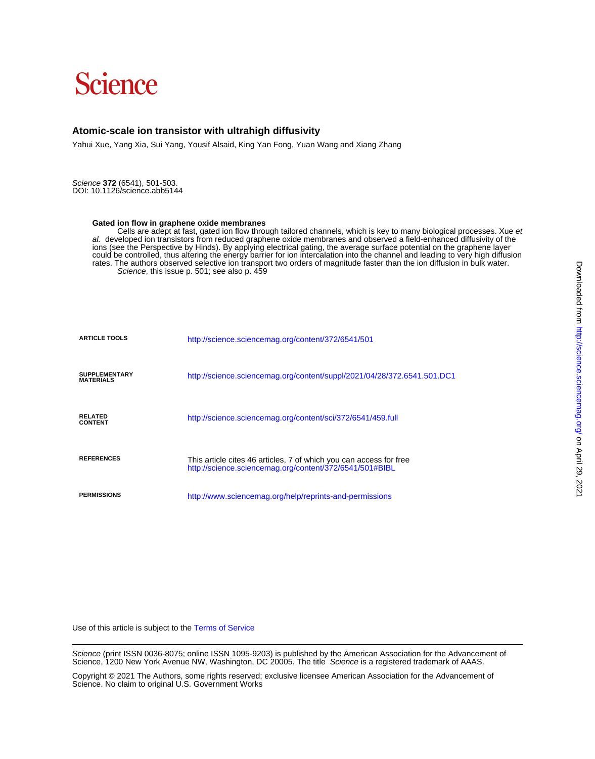# Science

## Atomic-scale ion transistor with ultrahigh diffusivity

Yahui Xue, Yang Xia, Sui Yang, Yousif Alsaid, King Yan Fong, Yuan Wang and Xiang Zhang

*Science* **372** (6541), 501-503.
DOI: 10.1126/science.abb5144

### Gated ion flow in graphene oxide membranes

Cells are adept at fast, gated ion flow through tailored channels, which is key to many biological processes. Xue *et al.* developed ion transistors from reduced graphene oxide membranes and observed a field-enhanced diffusivity of the ions (see the Perspective by Hinds). By applying electrical gating, the average surface potential on the graphene layer could be controlled, thus altering the energy barrier for ion intercalation into the channel and leading to very high diffusion rates. The authors observed selective ion transport two orders of magnitude faster than the ion diffusion in bulk water.

*Science*, this issue p. 501; see also p. 459

| | |
|---|---|
| **ARTICLE TOOLS** | http://science.sciencemag.org/content/372/6541/501 |
| **SUPPLEMENTARY MATERIALS** | http://science.sciencemag.org/content/suppl/2021/04/28/372.6541.501.DC1 |
| **RELATED CONTENT** | http://science.sciencemag.org/content/sci/372/6541/459.full |
| **REFERENCES** | This article cites 46 articles, 7 of which you can access for free http://science.sciencemag.org/content/372/6541/501#BIBL |
| **PERMISSIONS** | http://www.sciencemag.org/help/reprints-and-permissions |

Use of this article is subject to the Terms of Service

*Science* (print ISSN 0036-8075; online ISSN 1095-9203) is published by the American Association for the Advancement of Science, 1200 New York Avenue NW, Washington, DC 20005. The title *Science* is a registered trademark of AAAS.

Copyright © 2021 The Authors, some rights reserved; exclusive licensee American Association for the Advancement of Science. No claim to original U.S. Government Works

Downloaded from http://science.sciencemag.org/ on April 29, 2021